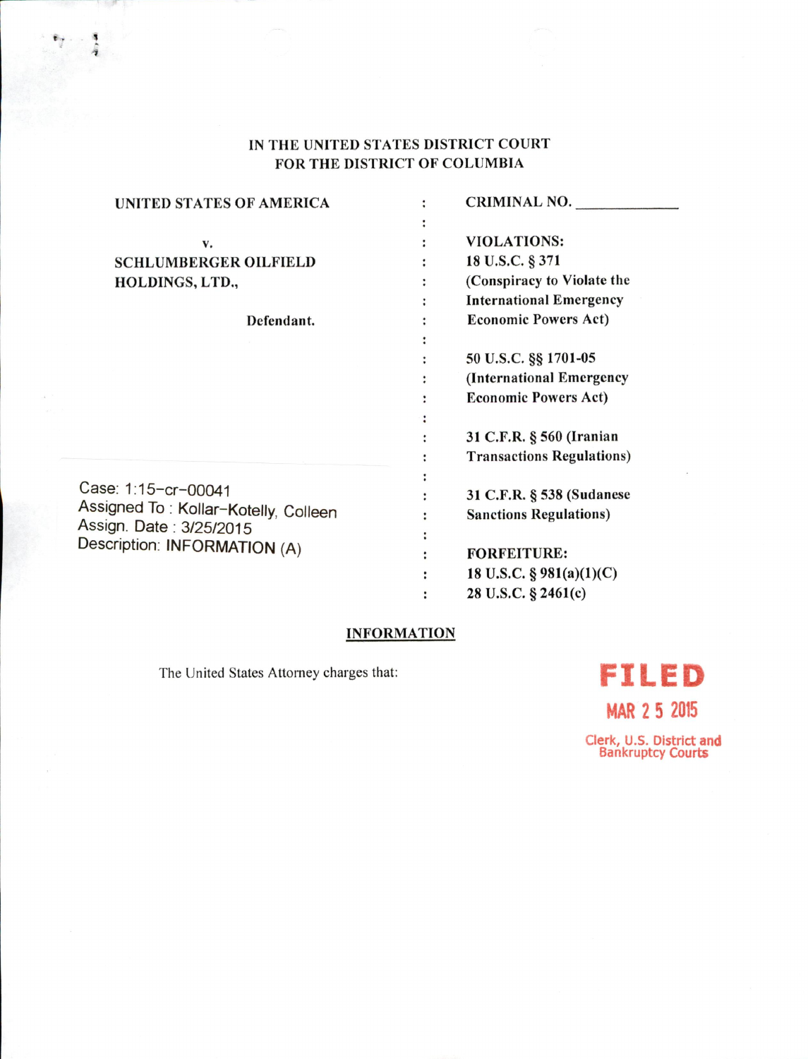IN THE UNITED STATES DISTRICT COURT
FOR THE DISTRICT OF COLUMBIA

| | | |
|---|---|---|
| UNITED STATES OF AMERICA | : | CRIMINAL NO. ____________ |
| v. | : | VIOLATIONS: |
| SCHLUMBERGER OILFIELD HOLDINGS, LTD., | : | 18 U.S.C. § 371 (Conspiracy to Violate the International Emergency Economic Powers Act) |
| Defendant. | : | |
| | : | 50 U.S.C. §§ 1701-05 (International Emergency Economic Powers Act) |
| | : | 31 C.F.R. § 560 (Iranian Transactions Regulations) |
| Case: 1:15-cr-00041<br>Assigned To : Kollar-Kotelly, Colleen<br>Assign. Date : 3/25/2015<br>Description: INFORMATION (A) | : | 31 C.F.R. § 538 (Sudanese Sanctions Regulations) |
| | : | FORFEITURE:<br>18 U.S.C. § 981(a)(1)(C)<br>28 U.S.C. § 2461(c) |

## INFORMATION

The United States Attorney charges that:

FILED
MAR 25 2015
Clerk, U.S. District and Bankruptcy Courts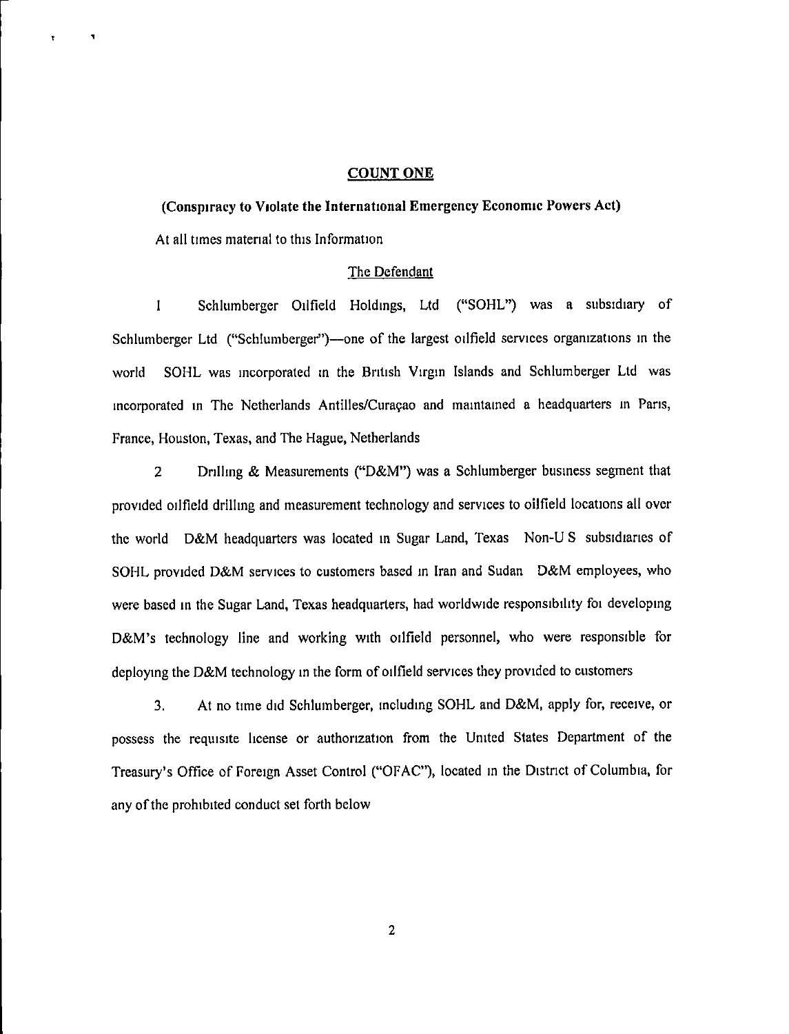## COUNT ONE

### (Conspiracy to Violate the International Emergency Economic Powers Act)

At all times material to this Information

#### The Defendant

1 Schlumberger Oilfield Holdings, Ltd ("SOHL") was a subsidiary of Schlumberger Ltd ("Schlumberger")—one of the largest oilfield services organizations in the world SOHL was incorporated in the British Virgin Islands and Schlumberger Ltd was incorporated in The Netherlands Antilles/Curaçao and maintained a headquarters in Paris, France, Houston, Texas, and The Hague, Netherlands

2 Drilling & Measurements ("D&M") was a Schlumberger business segment that provided oilfield drilling and measurement technology and services to oilfield locations all over the world D&M headquarters was located in Sugar Land, Texas Non-U S subsidiaries of SOHL provided D&M services to customers based in Iran and Sudan D&M employees, who were based in the Sugar Land, Texas headquarters, had worldwide responsibility for developing D&M's technology line and working with oilfield personnel, who were responsible for deploying the D&M technology in the form of oilfield services they provided to customers

3. At no time did Schlumberger, including SOHL and D&M, apply for, receive, or possess the requisite license or authorization from the United States Department of the Treasury's Office of Foreign Asset Control ("OFAC"), located in the District of Columbia, for any of the prohibited conduct set forth below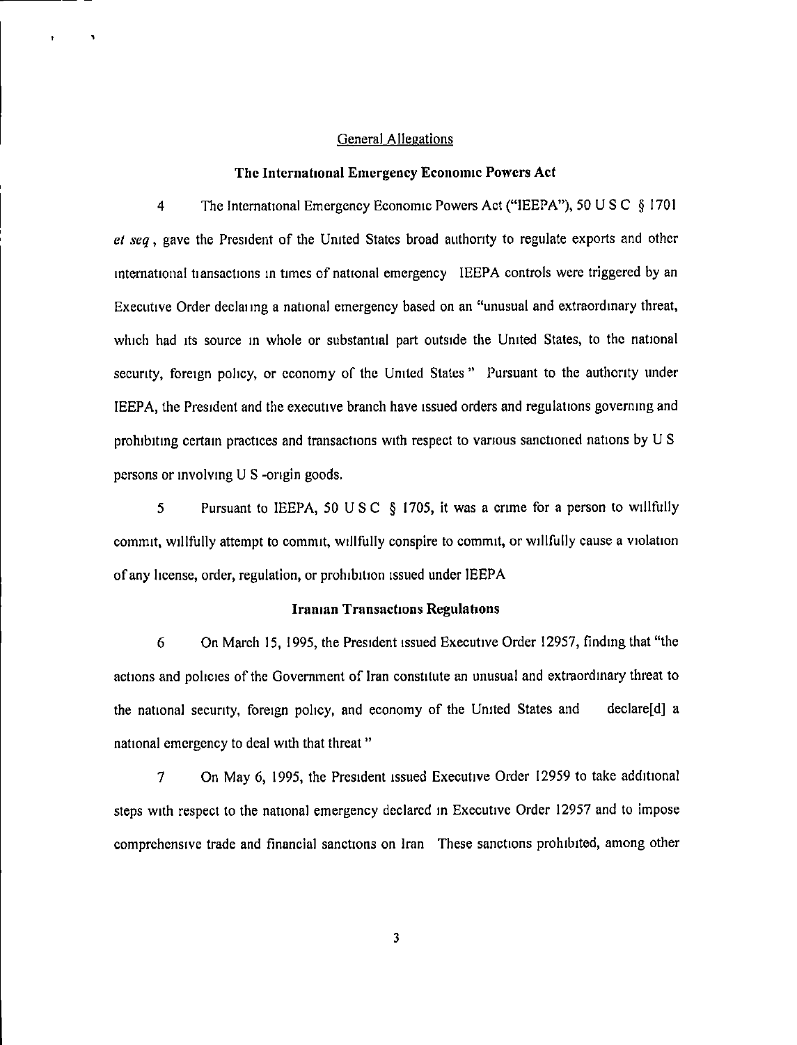## General Allegations

### The International Emergency Economic Powers Act

4 The International Emergency Economic Powers Act ("IEEPA"), 50 U S C § 1701 *et seq*, gave the President of the United States broad authority to regulate exports and other international transactions in times of national emergency IEEPA controls were triggered by an Executive Order declaring a national emergency based on an "unusual and extraordinary threat, which had its source in whole or substantial part outside the United States, to the national security, foreign policy, or economy of the United States" Pursuant to the authority under IEEPA, the President and the executive branch have issued orders and regulations governing and prohibiting certain practices and transactions with respect to various sanctioned nations by U S persons or involving U S -origin goods.

5 Pursuant to IEEPA, 50 U S C § 1705, it was a crime for a person to willfully commit, willfully attempt to commit, willfully conspire to commit, or willfully cause a violation of any license, order, regulation, or prohibition issued under IEEPA

### Iranian Transactions Regulations

6 On March 15, 1995, the President issued Executive Order 12957, finding that "the actions and policies of the Government of Iran constitute an unusual and extraordinary threat to the national security, foreign policy, and economy of the United States and declare[d] a national emergency to deal with that threat"

7 On May 6, 1995, the President issued Executive Order 12959 to take additional steps with respect to the national emergency declared in Executive Order 12957 and to impose comprehensive trade and financial sanctions on Iran These sanctions prohibited, among other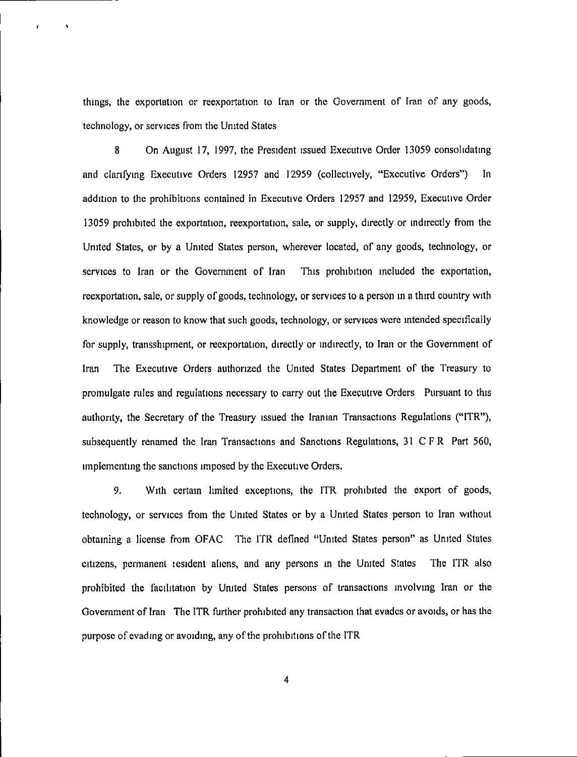things, the exportation or reexportation to Iran or the Government of Iran of any goods, technology, or services from the United States

8 On August 17, 1997, the President issued Executive Order 13059 consolidating and clarifying Executive Orders 12957 and 12959 (collectively, "Executive Orders") In addition to the prohibitions contained in Executive Orders 12957 and 12959, Executive Order 13059 prohibited the exportation, reexportation, sale, or supply, directly or indirectly from the United States, or by a United States person, wherever located, of any goods, technology, or services to Iran or the Government of Iran This prohibition included the exportation, reexportation, sale, or supply of goods, technology, or services to a person in a third country with knowledge or reason to know that such goods, technology, or services were intended specifically for supply, transshipment, or reexportation, directly or indirectly, to Iran or the Government of Iran The Executive Orders authorized the United States Department of the Treasury to promulgate rules and regulations necessary to carry out the Executive Orders Pursuant to this authority, the Secretary of the Treasury issued the Iranian Transactions Regulations ("ITR"), subsequently renamed the Iran Transactions and Sanctions Regulations, 31 C F R Part 560, implementing the sanctions imposed by the Executive Orders.

9. With certain limited exceptions, the ITR prohibited the export of goods, technology, or services from the United States or by a United States person to Iran without obtaining a license from OFAC The ITR defined "United States person" as United States citizens, permanent resident aliens, and any persons in the United States The ITR also prohibited the facilitation by United States persons of transactions involving Iran or the Government of Iran The ITR further prohibited any transaction that evades or avoids, or has the purpose of evading or avoiding, any of the prohibitions of the ITR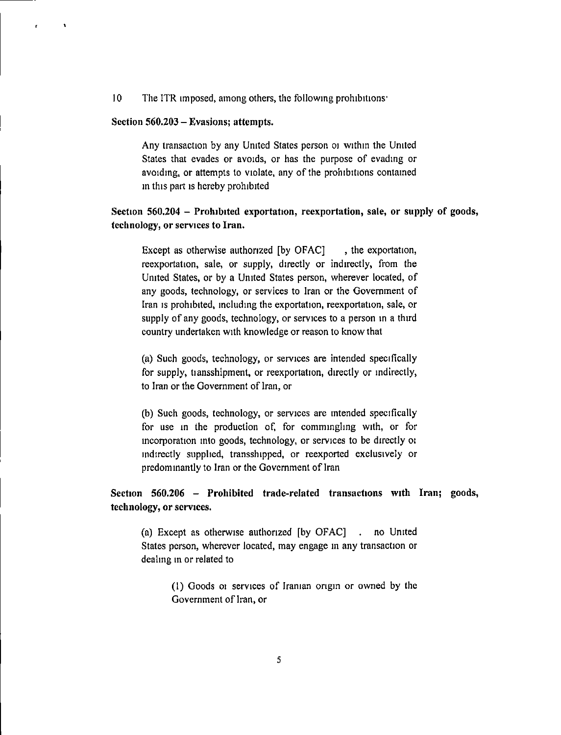10 The ITR imposed, among others, the following prohibitions:

**Section 560.203 – Evasions; attempts.**

> Any transaction by any United States person or within the United States that evades or avoids, or has the purpose of evading or avoiding, or attempts to violate, any of the prohibitions contained in this part is hereby prohibited

**Section 560.204 – Prohibited exportation, reexportation, sale, or supply of goods, technology, or services to Iran.**

> Except as otherwise authorized [by OFAC] , the exportation, reexportation, sale, or supply, directly or indirectly, from the United States, or by a United States person, wherever located, of any goods, technology, or services to Iran or the Government of Iran is prohibited, including the exportation, reexportation, sale, or supply of any goods, technology, or services to a person in a third country undertaken with knowledge or reason to know that
>
> (a) Such goods, technology, or services are intended specifically for supply, transshipment, or reexportation, directly or indirectly, to Iran or the Government of Iran, or
>
> (b) Such goods, technology, or services are intended specifically for use in the production of, for commingling with, or for incorporation into goods, technology, or services to be directly or indirectly supplied, transshipped, or reexported exclusively or predominantly to Iran or the Government of Iran

**Section 560.206 – Prohibited trade-related transactions with Iran; goods, technology, or services.**

> (a) Except as otherwise authorized [by OFAC] . no United States person, wherever located, may engage in any transaction or dealing in or related to
>
> > (1) Goods or services of Iranian origin or owned by the Government of Iran, or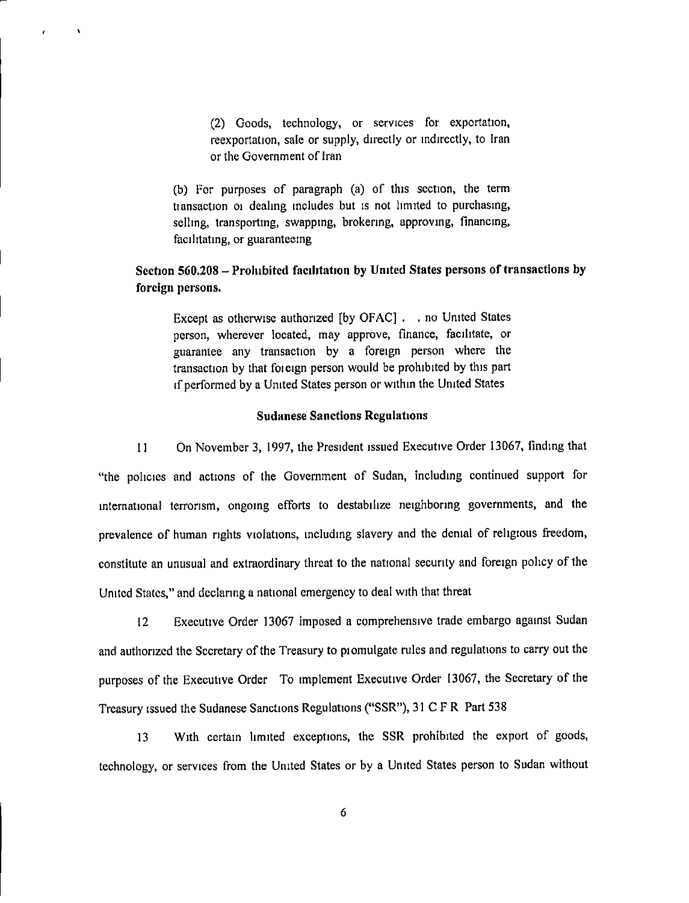> (2) Goods, technology, or services for exportation, reexportation, sale or supply, directly or indirectly, to Iran or the Government of Iran
>
> (b) For purposes of paragraph (a) of this section, the term transaction or dealing includes but is not limited to purchasing, selling, transporting, swapping, brokering, approving, financing, facilitating, or guaranteeing

**Section 560.208 – Prohibited facilitation by United States persons of transactions by foreign persons.**

> Except as otherwise authorized [by OFAC] . . no United States person, wherever located, may approve, finance, facilitate, or guarantee any transaction by a foreign person where the transaction by that foreign person would be prohibited by this part if performed by a United States person or within the United States

**Sudanese Sanctions Regulations**

11 On November 3, 1997, the President issued Executive Order 13067, finding that "the policies and actions of the Government of Sudan, including continued support for international terrorism, ongoing efforts to destabilize neighboring governments, and the prevalence of human rights violations, including slavery and the denial of religious freedom, constitute an unusual and extraordinary threat to the national security and foreign policy of the United States," and declaring a national emergency to deal with that threat

12 Executive Order 13067 imposed a comprehensive trade embargo against Sudan and authorized the Secretary of the Treasury to promulgate rules and regulations to carry out the purposes of the Executive Order To implement Executive Order 13067, the Secretary of the Treasury issued the Sudanese Sanctions Regulations ("SSR"), 31 C F R Part 538

13 With certain limited exceptions, the SSR prohibited the export of goods, technology, or services from the United States or by a United States person to Sudan without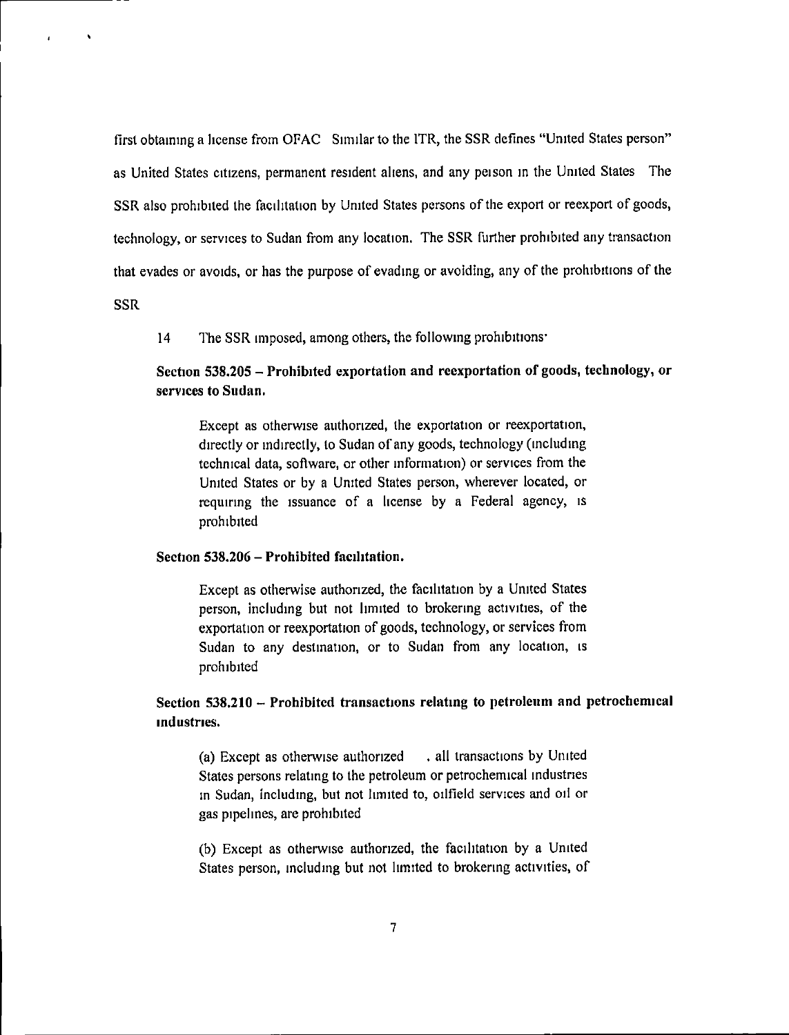first obtaining a license from OFAC Similar to the ITR, the SSR defines "United States person" as United States citizens, permanent resident aliens, and any person in the United States The SSR also prohibited the facilitation by United States persons of the export or reexport of goods, technology, or services to Sudan from any location. The SSR further prohibited any transaction that evades or avoids, or has the purpose of evading or avoiding, any of the prohibitions of the SSR

14 The SSR imposed, among others, the following prohibitions·

**Section 538.205 – Prohibited exportation and reexportation of goods, technology, or services to Sudan.**

> Except as otherwise authorized, the exportation or reexportation, directly or indirectly, to Sudan of any goods, technology (including technical data, software, or other information) or services from the United States or by a United States person, wherever located, or requiring the issuance of a license by a Federal agency, is prohibited

**Section 538.206 – Prohibited facilitation.**

> Except as otherwise authorized, the facilitation by a United States person, including but not limited to brokering activities, of the exportation or reexportation of goods, technology, or services from Sudan to any destination, or to Sudan from any location, is prohibited

**Section 538.210 – Prohibited transactions relating to petroleum and petrochemical industries.**

> (a) Except as otherwise authorized . all transactions by United States persons relating to the petroleum or petrochemical industries in Sudan, including, but not limited to, oilfield services and oil or gas pipelines, are prohibited
>
> (b) Except as otherwise authorized, the facilitation by a United States person, including but not limited to brokering activities, of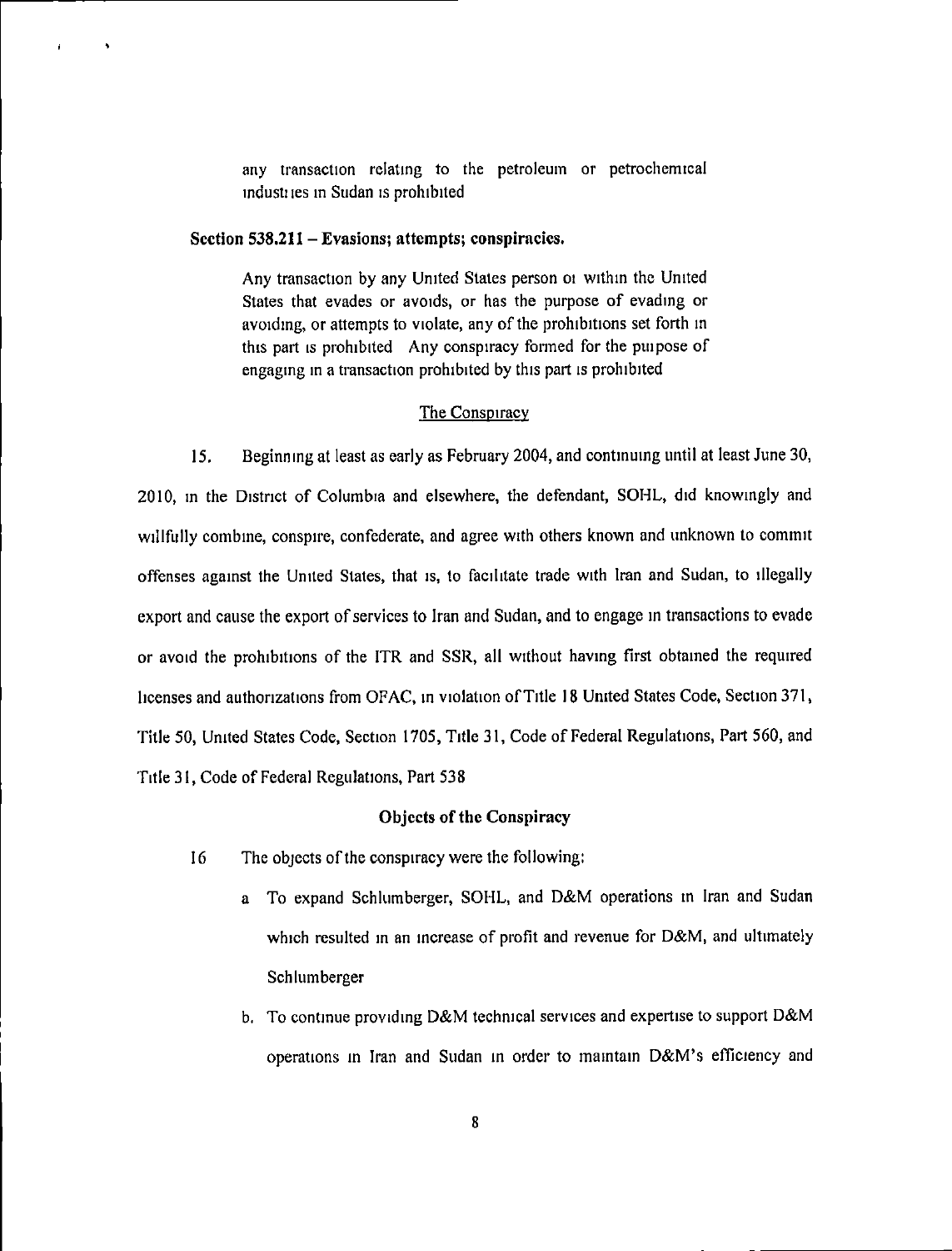any transaction relating to the petroleum or petrochemical industries in Sudan is prohibited

**Section 538.211 – Evasions; attempts; conspiracies.**

Any transaction by any United States person or within the United States that evades or avoids, or has the purpose of evading or avoiding, or attempts to violate, any of the prohibitions set forth in this part is prohibited Any conspiracy formed for the purpose of engaging in a transaction prohibited by this part is prohibited

The Conspiracy

15. Beginning at least as early as February 2004, and continuing until at least June 30, 2010, in the District of Columbia and elsewhere, the defendant, SOHL, did knowingly and willfully combine, conspire, confederate, and agree with others known and unknown to commit offenses against the United States, that is, to facilitate trade with Iran and Sudan, to illegally export and cause the export of services to Iran and Sudan, and to engage in transactions to evade or avoid the prohibitions of the ITR and SSR, all without having first obtained the required licenses and authorizations from OFAC, in violation of Title 18 United States Code, Section 371, Title 50, United States Code, Section 1705, Title 31, Code of Federal Regulations, Part 560, and Title 31, Code of Federal Regulations, Part 538

**Objects of the Conspiracy**

16 The objects of the conspiracy were the following:

a To expand Schlumberger, SOHL, and D&M operations in Iran and Sudan which resulted in an increase of profit and revenue for D&M, and ultimately Schlumberger

b. To continue providing D&M technical services and expertise to support D&M operations in Iran and Sudan in order to maintain D&M's efficiency and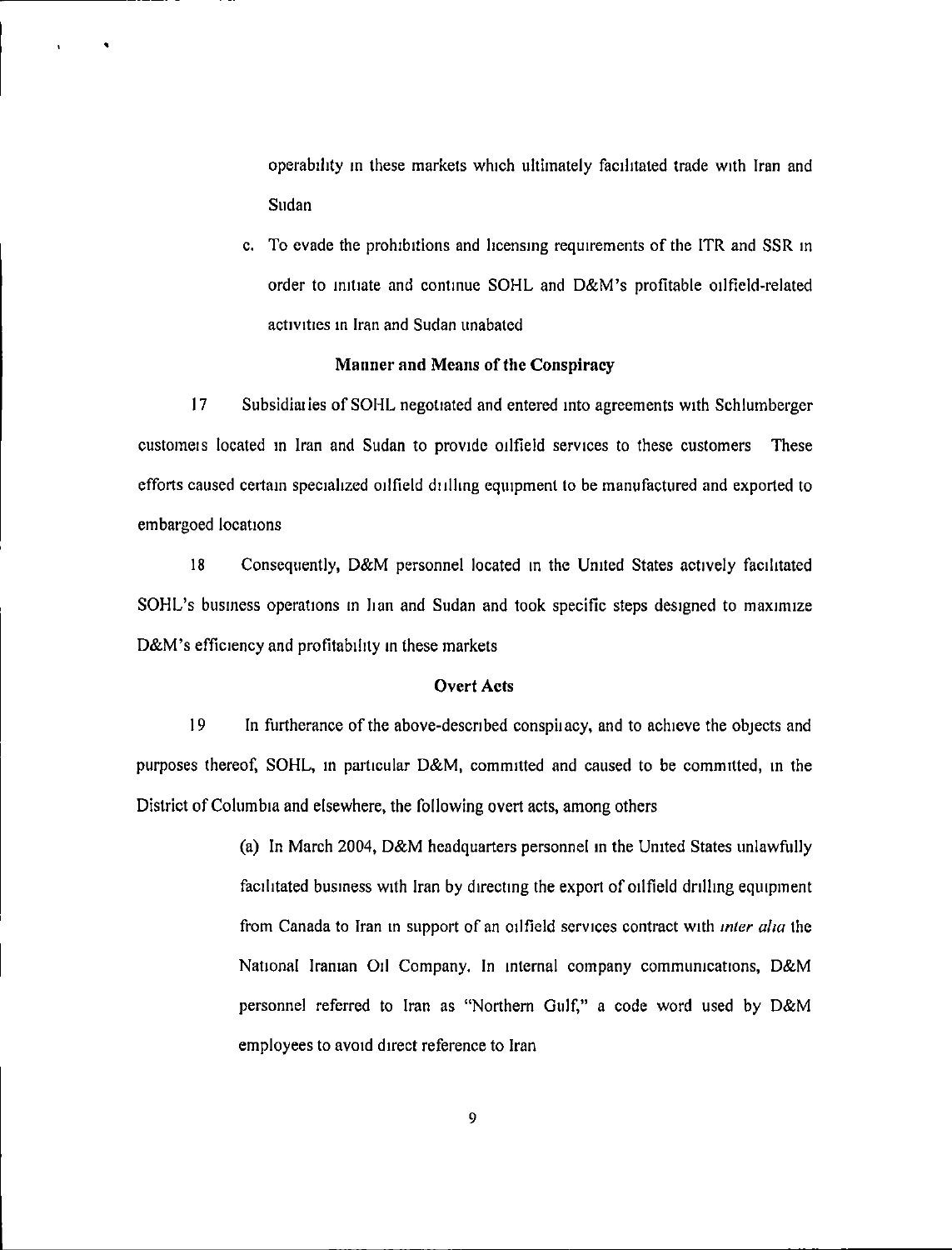operability in these markets which ultimately facilitated trade with Iran and Sudan

c. To evade the prohibitions and licensing requirements of the ITR and SSR in order to initiate and continue SOHL and D&M's profitable oilfield-related activities in Iran and Sudan unabated

**Manner and Means of the Conspiracy**

17 Subsidiaries of SOHL negotiated and entered into agreements with Schlumberger customers located in Iran and Sudan to provide oilfield services to these customers These efforts caused certain specialized oilfield drilling equipment to be manufactured and exported to embargoed locations

18 Consequently, D&M personnel located in the United States actively facilitated SOHL's business operations in Iran and Sudan and took specific steps designed to maximize D&M's efficiency and profitability in these markets

**Overt Acts**

19 In furtherance of the above-described conspiracy, and to achieve the objects and purposes thereof, SOHL, in particular D&M, committed and caused to be committed, in the District of Columbia and elsewhere, the following overt acts, among others

(a) In March 2004, D&M headquarters personnel in the United States unlawfully facilitated business with Iran by directing the export of oilfield drilling equipment from Canada to Iran in support of an oilfield services contract with *inter alia* the National Iranian Oil Company. In internal company communications, D&M personnel referred to Iran as "Northern Gulf," a code word used by D&M employees to avoid direct reference to Iran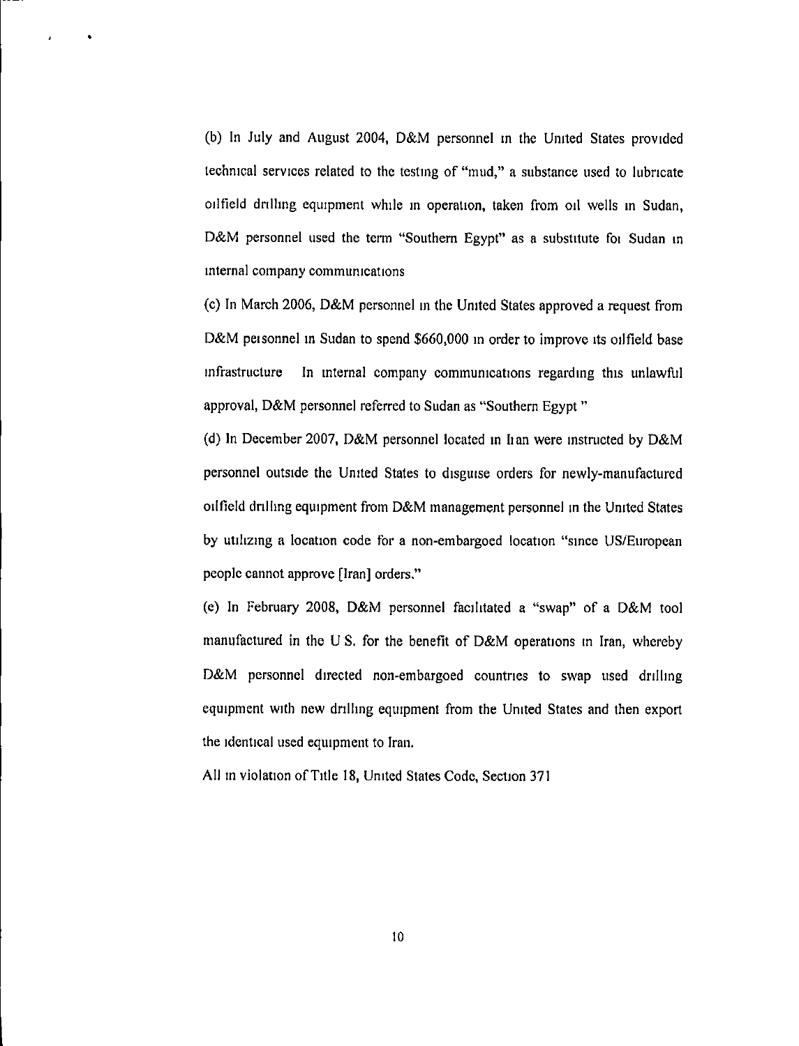(b) In July and August 2004, D&M personnel in the United States provided technical services related to the testing of "mud," a substance used to lubricate oilfield drilling equipment while in operation, taken from oil wells in Sudan, D&M personnel used the term "Southern Egypt" as a substitute for Sudan in internal company communications

(c) In March 2006, D&M personnel in the United States approved a request from D&M personnel in Sudan to spend $660,000 in order to improve its oilfield base infrastructure In internal company communications regarding this unlawful approval, D&M personnel referred to Sudan as "Southern Egypt "

(d) In December 2007, D&M personnel located in Iran were instructed by D&M personnel outside the United States to disguise orders for newly-manufactured oilfield drilling equipment from D&M management personnel in the United States by utilizing a location code for a non-embargoed location "since US/European people cannot approve [Iran] orders."

(e) In February 2008, D&M personnel facilitated a "swap" of a D&M tool manufactured in the U S. for the benefit of D&M operations in Iran, whereby D&M personnel directed non-embargoed countries to swap used drilling equipment with new drilling equipment from the United States and then export the identical used equipment to Iran.

All in violation of Title 18, United States Code, Section 371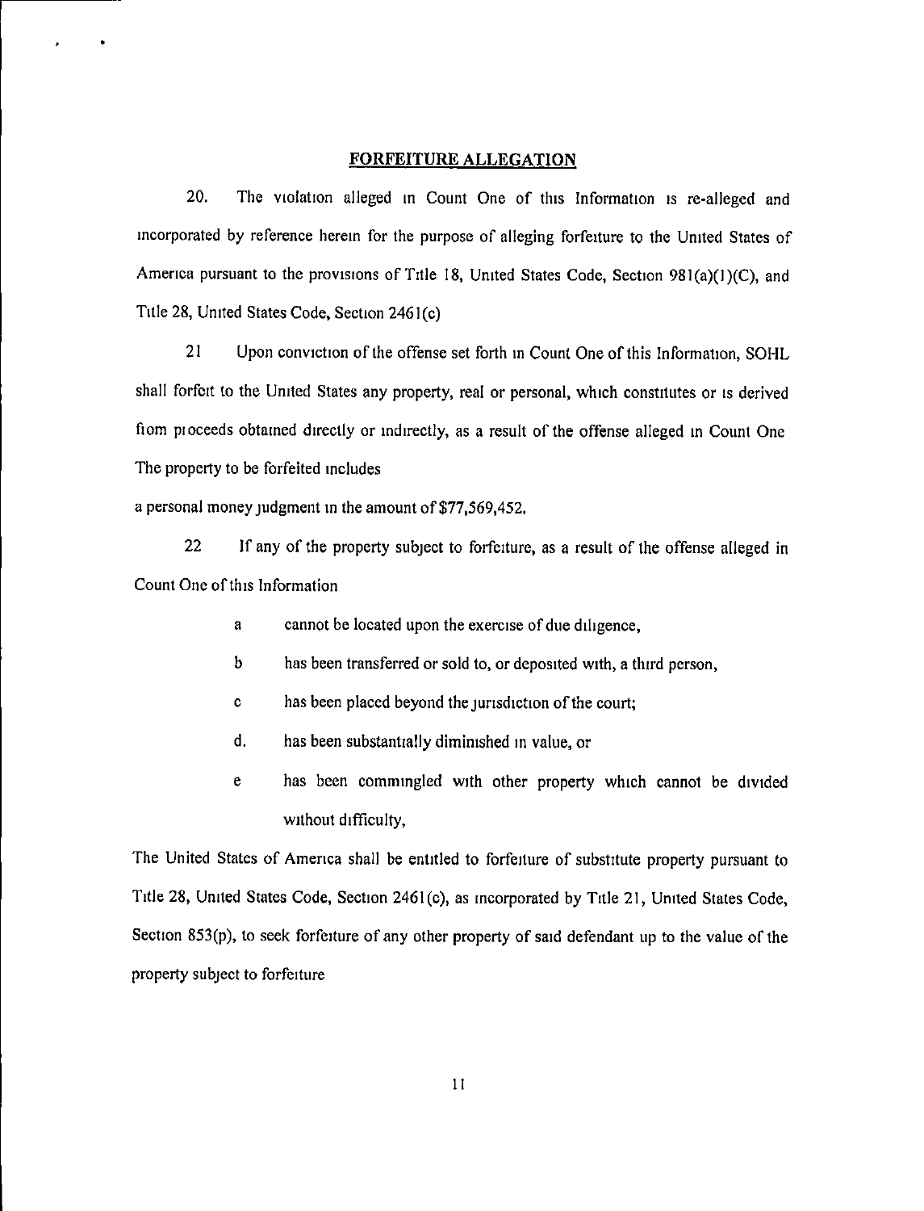## FORFEITURE ALLEGATION

20. The violation alleged in Count One of this Information is re-alleged and incorporated by reference herein for the purpose of alleging forfeiture to the United States of America pursuant to the provisions of Title 18, United States Code, Section 981(a)(1)(C), and Title 28, United States Code, Section 2461(c)

21 Upon conviction of the offense set forth in Count One of this Information, SOHL shall forfeit to the United States any property, real or personal, which constitutes or is derived from proceeds obtained directly or indirectly, as a result of the offense alleged in Count One The property to be forfeited includes

a personal money judgment in the amount of $77,569,452.

22 If any of the property subject to forfeiture, as a result of the offense alleged in Count One of this Information

- a cannot be located upon the exercise of due diligence,
- b has been transferred or sold to, or deposited with, a third person,
- c has been placed beyond the jurisdiction of the court;
- d. has been substantially diminished in value, or
- e has been commingled with other property which cannot be divided without difficulty,

The United States of America shall be entitled to forfeiture of substitute property pursuant to Title 28, United States Code, Section 2461(c), as incorporated by Title 21, United States Code, Section 853(p), to seek forfeiture of any other property of said defendant up to the value of the property subject to forfeiture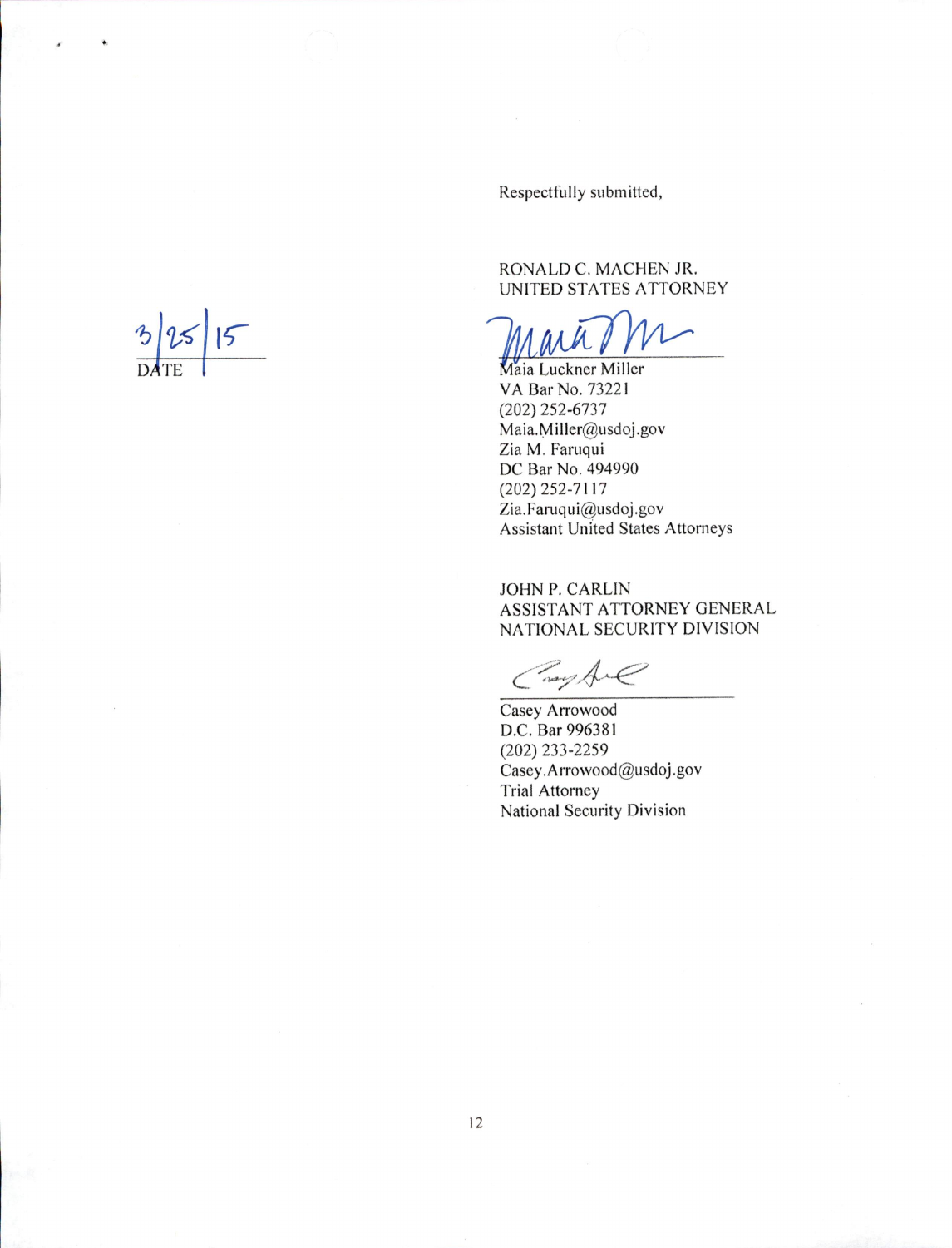Respectfully submitted,

RONALD C. MACHEN JR.
UNITED STATES ATTORNEY

3/25/15
DATE

Maia Luckner Miller
VA Bar No. 73221
(202) 252-6737
Maia.Miller@usdoj.gov
Zia M. Faruqui
DC Bar No. 494990
(202) 252-7117
Zia.Faruqui@usdoj.gov
Assistant United States Attorneys

JOHN P. CARLIN
ASSISTANT ATTORNEY GENERAL
NATIONAL SECURITY DIVISION

Casey Arrowood
D.C. Bar 996381
(202) 233-2259
Casey.Arrowood@usdoj.gov
Trial Attorney
National Security Division